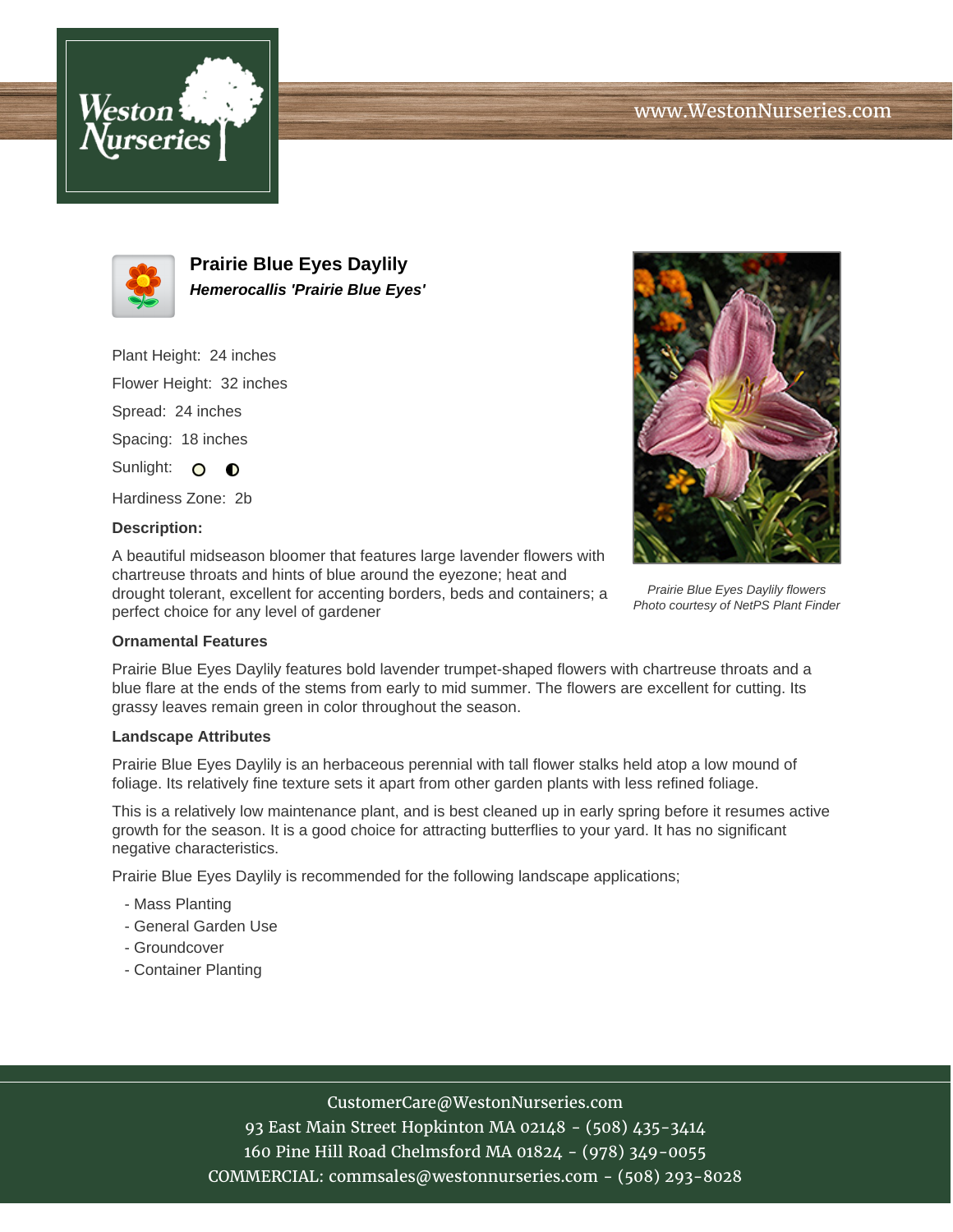# Prairie Blue Eyes Daylily

***Hemerocallis 'Prairie Blue Eyes'***

Plant Height: 24 inches

Flower Height: 32 inches

Spread: 24 inches

Spacing: 18 inches

Sunlight:

Hardiness Zone: 2b

**Description:**

A beautiful midseason bloomer that features large lavender flowers with chartreuse throats and hints of blue around the eyezone; heat and drought tolerant, excellent for accenting borders, beds and containers; a perfect choice for any level of gardener

*Prairie Blue Eyes Daylily flowers*
*Photo courtesy of NetPS Plant Finder*

**Ornamental Features**

Prairie Blue Eyes Daylily features bold lavender trumpet-shaped flowers with chartreuse throats and a blue flare at the ends of the stems from early to mid summer. The flowers are excellent for cutting. Its grassy leaves remain green in color throughout the season.

**Landscape Attributes**

Prairie Blue Eyes Daylily is an herbaceous perennial with tall flower stalks held atop a low mound of foliage. Its relatively fine texture sets it apart from other garden plants with less refined foliage.

This is a relatively low maintenance plant, and is best cleaned up in early spring before it resumes active growth for the season. It is a good choice for attracting butterflies to your yard. It has no significant negative characteristics.

Prairie Blue Eyes Daylily is recommended for the following landscape applications;

- Mass Planting
- General Garden Use
- Groundcover
- Container Planting

CustomerCare@WestonNurseries.com
93 East Main Street Hopkinton MA 02148 - (508) 435-3414
160 Pine Hill Road Chelmsford MA 01824 - (978) 349-0055
COMMERCIAL: commsales@westonnurseries.com - (508) 293-8028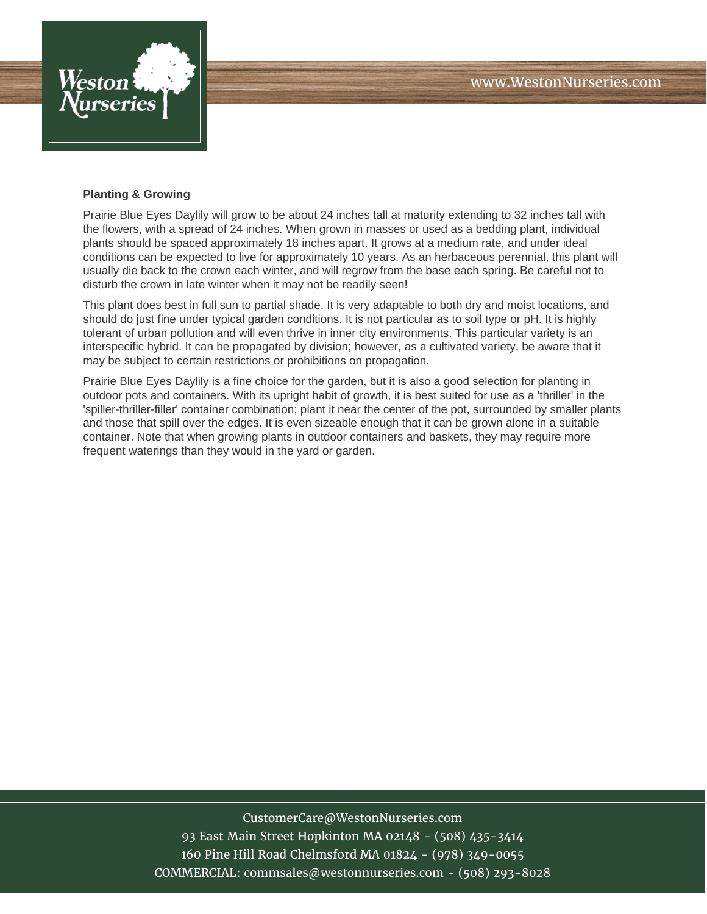**Planting & Growing**

Prairie Blue Eyes Daylily will grow to be about 24 inches tall at maturity extending to 32 inches tall with the flowers, with a spread of 24 inches. When grown in masses or used as a bedding plant, individual plants should be spaced approximately 18 inches apart. It grows at a medium rate, and under ideal conditions can be expected to live for approximately 10 years. As an herbaceous perennial, this plant will usually die back to the crown each winter, and will regrow from the base each spring. Be careful not to disturb the crown in late winter when it may not be readily seen!

This plant does best in full sun to partial shade. It is very adaptable to both dry and moist locations, and should do just fine under typical garden conditions. It is not particular as to soil type or pH. It is highly tolerant of urban pollution and will even thrive in inner city environments. This particular variety is an interspecific hybrid. It can be propagated by division; however, as a cultivated variety, be aware that it may be subject to certain restrictions or prohibitions on propagation.

Prairie Blue Eyes Daylily is a fine choice for the garden, but it is also a good selection for planting in outdoor pots and containers. With its upright habit of growth, it is best suited for use as a 'thriller' in the 'spiller-thriller-filler' container combination; plant it near the center of the pot, surrounded by smaller plants and those that spill over the edges. It is even sizeable enough that it can be grown alone in a suitable container. Note that when growing plants in outdoor containers and baskets, they may require more frequent waterings than they would in the yard or garden.